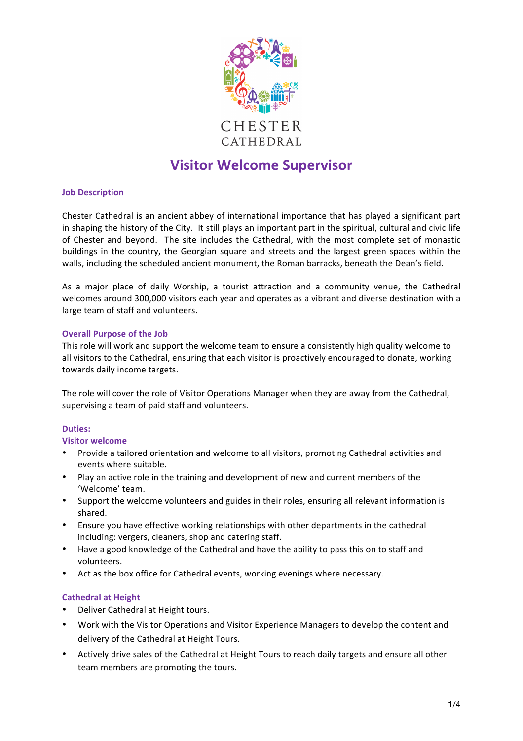CHESTER
CATHEDRAL

# Visitor Welcome Supervisor

### Job Description

Chester Cathedral is an ancient abbey of international importance that has played a significant part in shaping the history of the City. It still plays an important part in the spiritual, cultural and civic life of Chester and beyond. The site includes the Cathedral, with the most complete set of monastic buildings in the country, the Georgian square and streets and the largest green spaces within the walls, including the scheduled ancient monument, the Roman barracks, beneath the Dean's field.

As a major place of daily Worship, a tourist attraction and a community venue, the Cathedral welcomes around 300,000 visitors each year and operates as a vibrant and diverse destination with a large team of staff and volunteers.

### Overall Purpose of the Job

This role will work and support the welcome team to ensure a consistently high quality welcome to all visitors to the Cathedral, ensuring that each visitor is proactively encouraged to donate, working towards daily income targets.

The role will cover the role of Visitor Operations Manager when they are away from the Cathedral, supervising a team of paid staff and volunteers.

### Duties:

#### Visitor welcome

- Provide a tailored orientation and welcome to all visitors, promoting Cathedral activities and events where suitable.
- Play an active role in the training and development of new and current members of the 'Welcome' team.
- Support the welcome volunteers and guides in their roles, ensuring all relevant information is shared.
- Ensure you have effective working relationships with other departments in the cathedral including: vergers, cleaners, shop and catering staff.
- Have a good knowledge of the Cathedral and have the ability to pass this on to staff and volunteers.
- Act as the box office for Cathedral events, working evenings where necessary.

#### Cathedral at Height

- Deliver Cathedral at Height tours.
- Work with the Visitor Operations and Visitor Experience Managers to develop the content and delivery of the Cathedral at Height Tours.
- Actively drive sales of the Cathedral at Height Tours to reach daily targets and ensure all other team members are promoting the tours.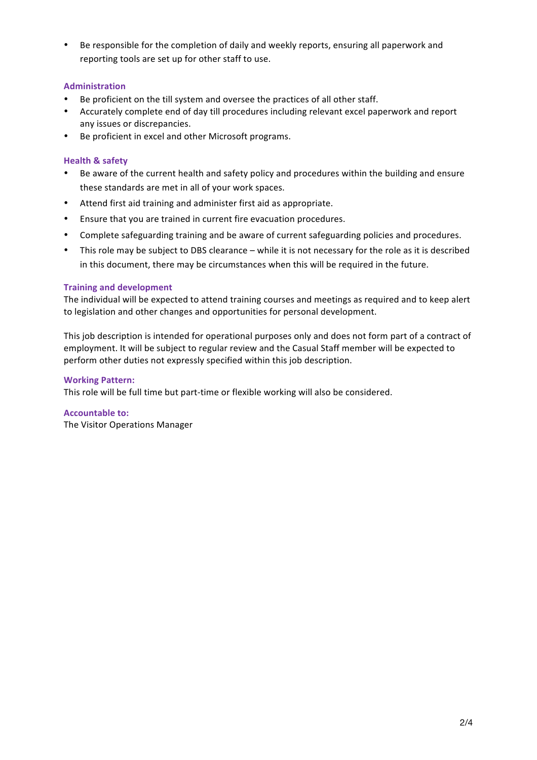- Be responsible for the completion of daily and weekly reports, ensuring all paperwork and reporting tools are set up for other staff to use.

### Administration

- Be proficient on the till system and oversee the practices of all other staff.
- Accurately complete end of day till procedures including relevant excel paperwork and report any issues or discrepancies.
- Be proficient in excel and other Microsoft programs.

### Health & safety

- Be aware of the current health and safety policy and procedures within the building and ensure these standards are met in all of your work spaces.
- Attend first aid training and administer first aid as appropriate.
- Ensure that you are trained in current fire evacuation procedures.
- Complete safeguarding training and be aware of current safeguarding policies and procedures.
- This role may be subject to DBS clearance – while it is not necessary for the role as it is described in this document, there may be circumstances when this will be required in the future.

### Training and development

The individual will be expected to attend training courses and meetings as required and to keep alert to legislation and other changes and opportunities for personal development.

This job description is intended for operational purposes only and does not form part of a contract of employment. It will be subject to regular review and the Casual Staff member will be expected to perform other duties not expressly specified within this job description.

### Working Pattern:

This role will be full time but part-time or flexible working will also be considered.

### Accountable to:

The Visitor Operations Manager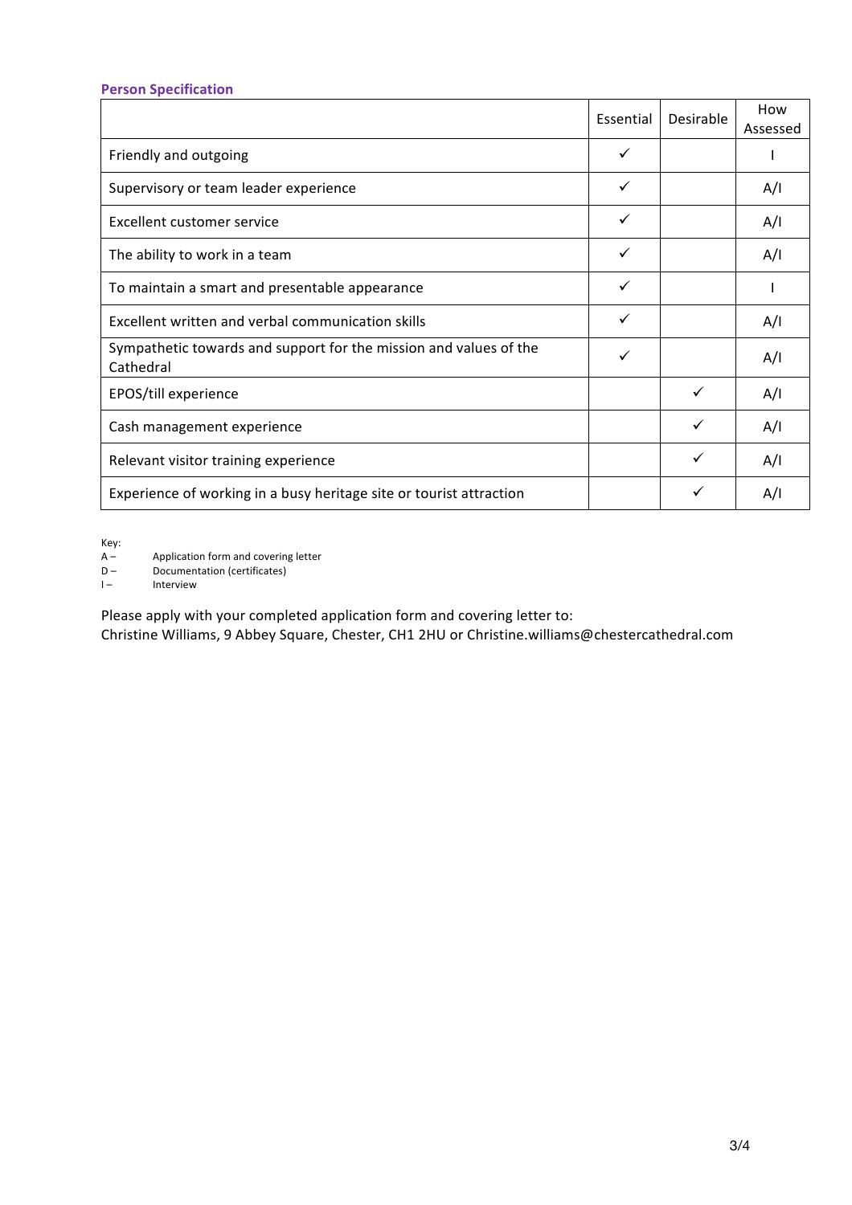## Person Specification

| | Essential | Desirable | How Assessed |
|---|---|---|---|
| Friendly and outgoing | ✓ | | I |
| Supervisory or team leader experience | ✓ | | A/I |
| Excellent customer service | ✓ | | A/I |
| The ability to work in a team | ✓ | | A/I |
| To maintain a smart and presentable appearance | ✓ | | I |
| Excellent written and verbal communication skills | ✓ | | A/I |
| Sympathetic towards and support for the mission and values of the Cathedral | ✓ | | A/I |
| EPOS/till experience | | ✓ | A/I |
| Cash management experience | | ✓ | A/I |
| Relevant visitor training experience | | ✓ | A/I |
| Experience of working in a busy heritage site or tourist attraction | | ✓ | A/I |

Key:
A – Application form and covering letter
D – Documentation (certificates)
I – Interview

Please apply with your completed application form and covering letter to:
Christine Williams, 9 Abbey Square, Chester, CH1 2HU or Christine.williams@chestercathedral.com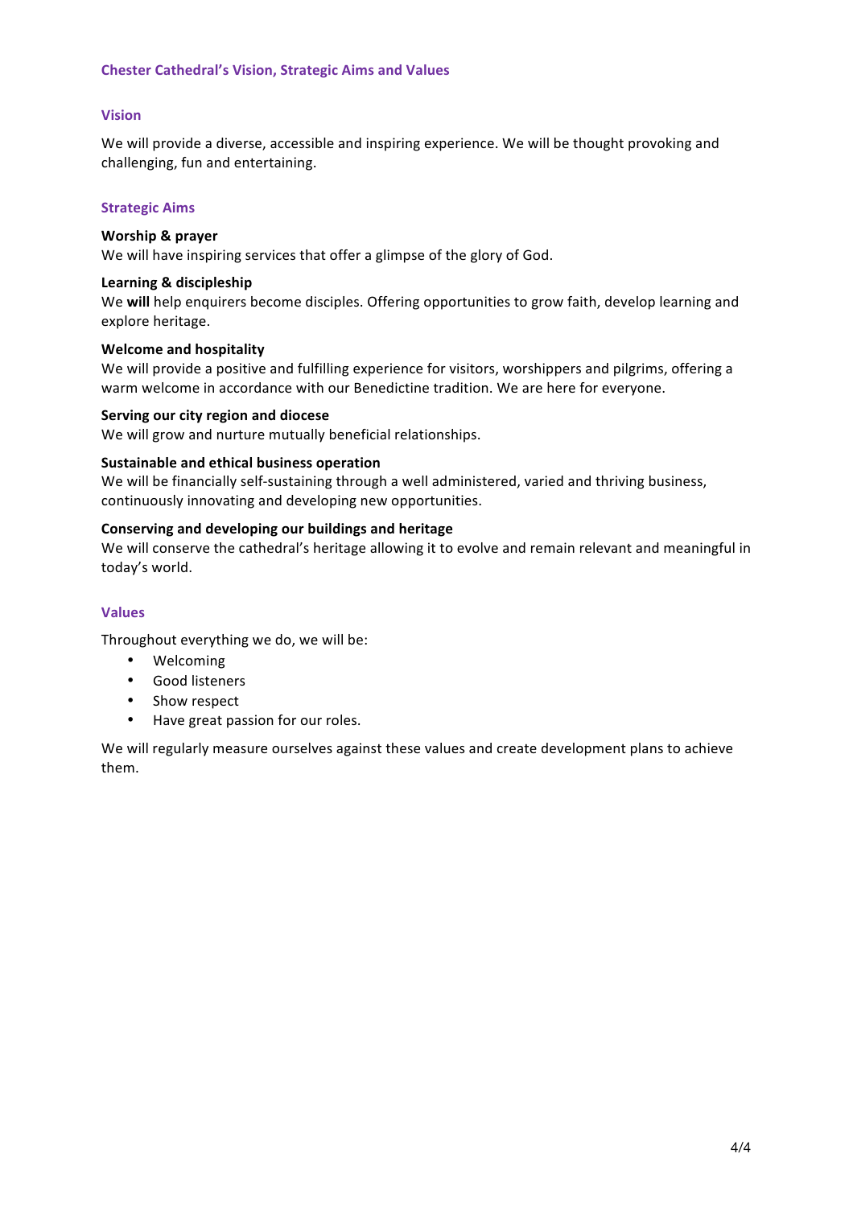## Chester Cathedral's Vision, Strategic Aims and Values

### Vision

We will provide a diverse, accessible and inspiring experience. We will be thought provoking and challenging, fun and entertaining.

### Strategic Aims

**Worship & prayer**
We will have inspiring services that offer a glimpse of the glory of God.

**Learning & discipleship**
We **will** help enquirers become disciples. Offering opportunities to grow faith, develop learning and explore heritage.

**Welcome and hospitality**
We will provide a positive and fulfilling experience for visitors, worshippers and pilgrims, offering a warm welcome in accordance with our Benedictine tradition. We are here for everyone.

**Serving our city region and diocese**
We will grow and nurture mutually beneficial relationships.

**Sustainable and ethical business operation**
We will be financially self-sustaining through a well administered, varied and thriving business, continuously innovating and developing new opportunities.

**Conserving and developing our buildings and heritage**
We will conserve the cathedral's heritage allowing it to evolve and remain relevant and meaningful in today's world.

### Values

Throughout everything we do, we will be:

- Welcoming
- Good listeners
- Show respect
- Have great passion for our roles.

We will regularly measure ourselves against these values and create development plans to achieve them.